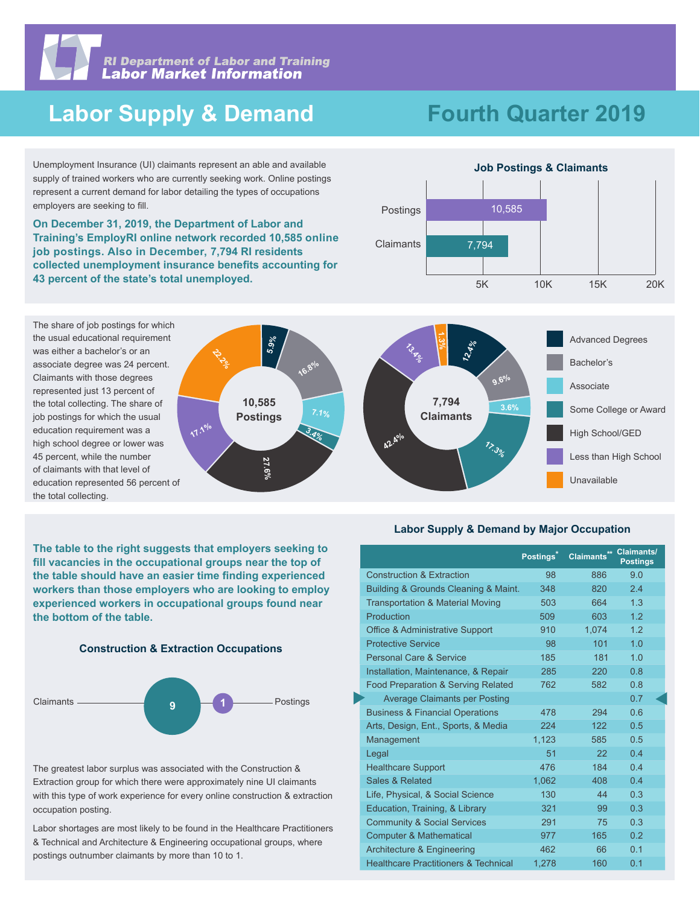RI Department of Labor and Training
Labor Market Information

# Labor Supply & Demand

# Fourth Quarter 2019

Unemployment Insurance (UI) claimants represent an able and available supply of trained workers who are currently seeking work. Online postings represent a current demand for labor detailing the types of occupations employers are seeking to fill.

**On December 31, 2019, the Department of Labor and Training's EmployRI online network recorded 10,585 online job postings. Also in December, 7,794 RI residents collected unemployment insurance benefits accounting for 43 percent of the state's total unemployed.**

### Job Postings & Claimants

| | Count |
|---|---|
| Postings | 10,585 |
| Claimants | 7,794 |

The share of job postings for which the usual educational requirement was either a bachelor's or an associate degree was 24 percent. Claimants with those degrees represented just 13 percent of the total collecting. The share of job postings for which the usual education requirement was a high school degree or lower was 45 percent, while the number of claimants with that level of education represented 56 percent of the total collecting.

| Education | 10,585 Postings | 7,794 Claimants |
|---|---|---|
| Advanced Degrees | 5.9% | 12.4% |
| Bachelor's | 16.8% | 9.6% |
| Associate | 7.1% | 3.6% |
| Some College or Award | 3.4% | 17.3% |
| High School/GED | 27.6% | 42.4% |
| Less than High School | 17.1% | 13.4% |
| Unavailable | 22.2% | 1.3% |

**The table to the right suggests that employers seeking to fill vacancies in the occupational groups near the top of the table should have an easier time finding experienced workers than those employers who are looking to employ experienced workers in occupational groups found near the bottom of the table.**

### Construction & Extraction Occupations

Claimants 9 — 1 Postings

The greatest labor surplus was associated with the Construction & Extraction group for which there were approximately nine UI claimants with this type of work experience for every online construction & extraction occupation posting.

Labor shortages are most likely to be found in the Healthcare Practitioners & Technical and Architecture & Engineering occupational groups, where postings outnumber claimants by more than 10 to 1.

### Labor Supply & Demand by Major Occupation

| | Postings* | Claimants** | Claimants/ Postings |
|---|---|---|---|
| Construction & Extraction | 98 | 886 | 9.0 |
| Building & Grounds Cleaning & Maint. | 348 | 820 | 2.4 |
| Transportation & Material Moving | 503 | 664 | 1.3 |
| Production | 509 | 603 | 1.2 |
| Office & Administrative Support | 910 | 1,074 | 1.2 |
| Protective Service | 98 | 101 | 1.0 |
| Personal Care & Service | 185 | 181 | 1.0 |
| Installation, Maintenance, & Repair | 285 | 220 | 0.8 |
| Food Preparation & Serving Related | 762 | 582 | 0.8 |
| Average Claimants per Posting | | | 0.7 |
| Business & Financial Operations | 478 | 294 | 0.6 |
| Arts, Design, Ent., Sports, & Media | 224 | 122 | 0.5 |
| Management | 1,123 | 585 | 0.5 |
| Legal | 51 | 22 | 0.4 |
| Healthcare Support | 476 | 184 | 0.4 |
| Sales & Related | 1,062 | 408 | 0.4 |
| Life, Physical, & Social Science | 130 | 44 | 0.3 |
| Education, Training, & Library | 321 | 99 | 0.3 |
| Community & Social Services | 291 | 75 | 0.3 |
| Computer & Mathematical | 977 | 165 | 0.2 |
| Architecture & Engineering | 462 | 66 | 0.1 |
| Healthcare Practitioners & Technical | 1,278 | 160 | 0.1 |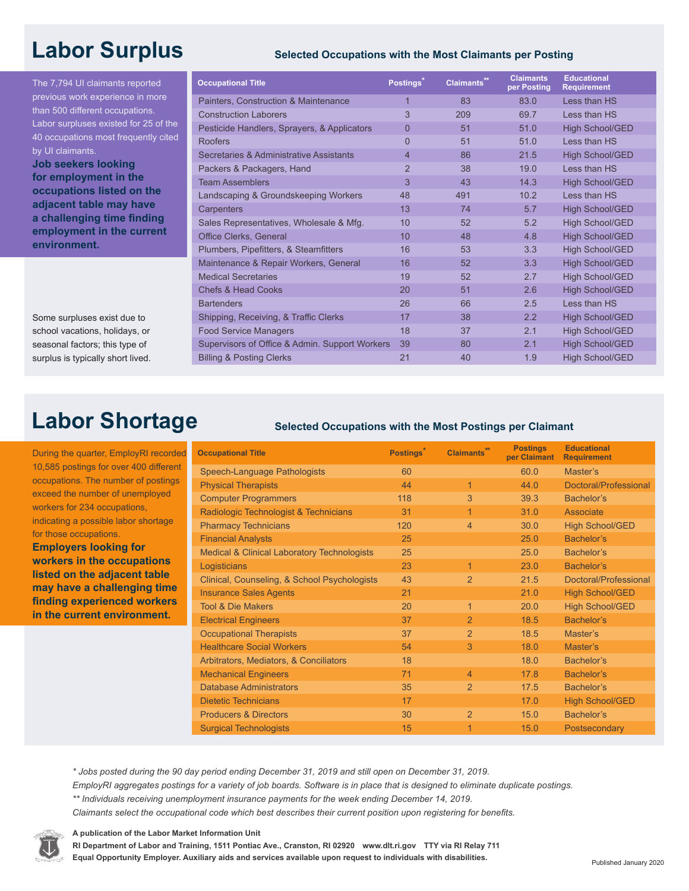# Labor Surplus

The 7,794 UI claimants reported previous work experience in more than 500 different occupations. Labor surpluses existed for 25 of the 40 occupations most frequently cited by UI claimants.

**Job seekers looking for employment in the occupations listed on the adjacent table may have a challenging time finding employment in the current environment.**

Some surpluses exist due to school vacations, holidays, or seasonal factors; this type of surplus is typically short lived.

### Selected Occupations with the Most Claimants per Posting

| Occupational Title | Postings* | Claimants** | Claimants per Posting | Educational Requirement |
|---|---|---|---|---|
| Painters, Construction & Maintenance | 1 | 83 | 83.0 | Less than HS |
| Construction Laborers | 3 | 209 | 69.7 | Less than HS |
| Pesticide Handlers, Sprayers, & Applicators | 0 | 51 | 51.0 | High School/GED |
| Roofers | 0 | 51 | 51.0 | Less than HS |
| Secretaries & Administrative Assistants | 4 | 86 | 21.5 | High School/GED |
| Packers & Packagers, Hand | 2 | 38 | 19.0 | Less than HS |
| Team Assemblers | 3 | 43 | 14.3 | High School/GED |
| Landscaping & Groundskeeping Workers | 48 | 491 | 10.2 | Less than HS |
| Carpenters | 13 | 74 | 5.7 | High School/GED |
| Sales Representatives, Wholesale & Mfg. | 10 | 52 | 5.2 | High School/GED |
| Office Clerks, General | 10 | 48 | 4.8 | High School/GED |
| Plumbers, Pipefitters, & Steamfitters | 16 | 53 | 3.3 | High School/GED |
| Maintenance & Repair Workers, General | 16 | 52 | 3.3 | High School/GED |
| Medical Secretaries | 19 | 52 | 2.7 | High School/GED |
| Chefs & Head Cooks | 20 | 51 | 2.6 | High School/GED |
| Bartenders | 26 | 66 | 2.5 | Less than HS |
| Shipping, Receiving, & Traffic Clerks | 17 | 38 | 2.2 | High School/GED |
| Food Service Managers | 18 | 37 | 2.1 | High School/GED |
| Supervisors of Office & Admin. Support Workers | 39 | 80 | 2.1 | High School/GED |
| Billing & Posting Clerks | 21 | 40 | 1.9 | High School/GED |

# Labor Shortage

During the quarter, EmployRI recorded 10,585 postings for over 400 different occupations. The number of postings exceed the number of unemployed workers for 234 occupations, indicating a possible labor shortage for those occupations.

**Employers looking for workers in the occupations listed on the adjacent table may have a challenging time finding experienced workers in the current environment.**

### Selected Occupations with the Most Postings per Claimant

| Occupational Title | Postings* | Claimants** | Postings per Claimant | Educational Requirement |
|---|---|---|---|---|
| Speech-Language Pathologists | 60 | | 60.0 | Master's |
| Physical Therapists | 44 | 1 | 44.0 | Doctoral/Professional |
| Computer Programmers | 118 | 3 | 39.3 | Bachelor's |
| Radiologic Technologist & Technicians | 31 | 1 | 31.0 | Associate |
| Pharmacy Technicians | 120 | 4 | 30.0 | High School/GED |
| Financial Analysts | 25 | | 25.0 | Bachelor's |
| Medical & Clinical Laboratory Technologists | 25 | | 25.0 | Bachelor's |
| Logisticians | 23 | 1 | 23.0 | Bachelor's |
| Clinical, Counseling, & School Psychologists | 43 | 2 | 21.5 | Doctoral/Professional |
| Insurance Sales Agents | 21 | | 21.0 | High School/GED |
| Tool & Die Makers | 20 | 1 | 20.0 | High School/GED |
| Electrical Engineers | 37 | 2 | 18.5 | Bachelor's |
| Occupational Therapists | 37 | 2 | 18.5 | Master's |
| Healthcare Social Workers | 54 | 3 | 18.0 | Master's |
| Arbitrators, Mediators, & Conciliators | 18 | | 18.0 | Bachelor's |
| Mechanical Engineers | 71 | 4 | 17.8 | Bachelor's |
| Database Administrators | 35 | 2 | 17.5 | Bachelor's |
| Dietetic Technicians | 17 | | 17.0 | High School/GED |
| Producers & Directors | 30 | 2 | 15.0 | Bachelor's |
| Surgical Technologists | 15 | 1 | 15.0 | Postsecondary |

*\* Jobs posted during the 90 day period ending December 31, 2019 and still open on December 31, 2019.*
*EmployRI aggregates postings for a variety of job boards. Software is in place that is designed to eliminate duplicate postings.*
*\*\* Individuals receiving unemployment insurance payments for the week ending December 14, 2019.*
*Claimants select the occupational code which best describes their current position upon registering for benefits.*

**A publication of the Labor Market Information Unit**
**RI Department of Labor and Training, 1511 Pontiac Ave., Cranston, RI 02920 www.dlt.ri.gov TTY via RI Relay 711**
**Equal Opportunity Employer. Auxiliary aids and services available upon request to individuals with disabilities.**

Published January 2020